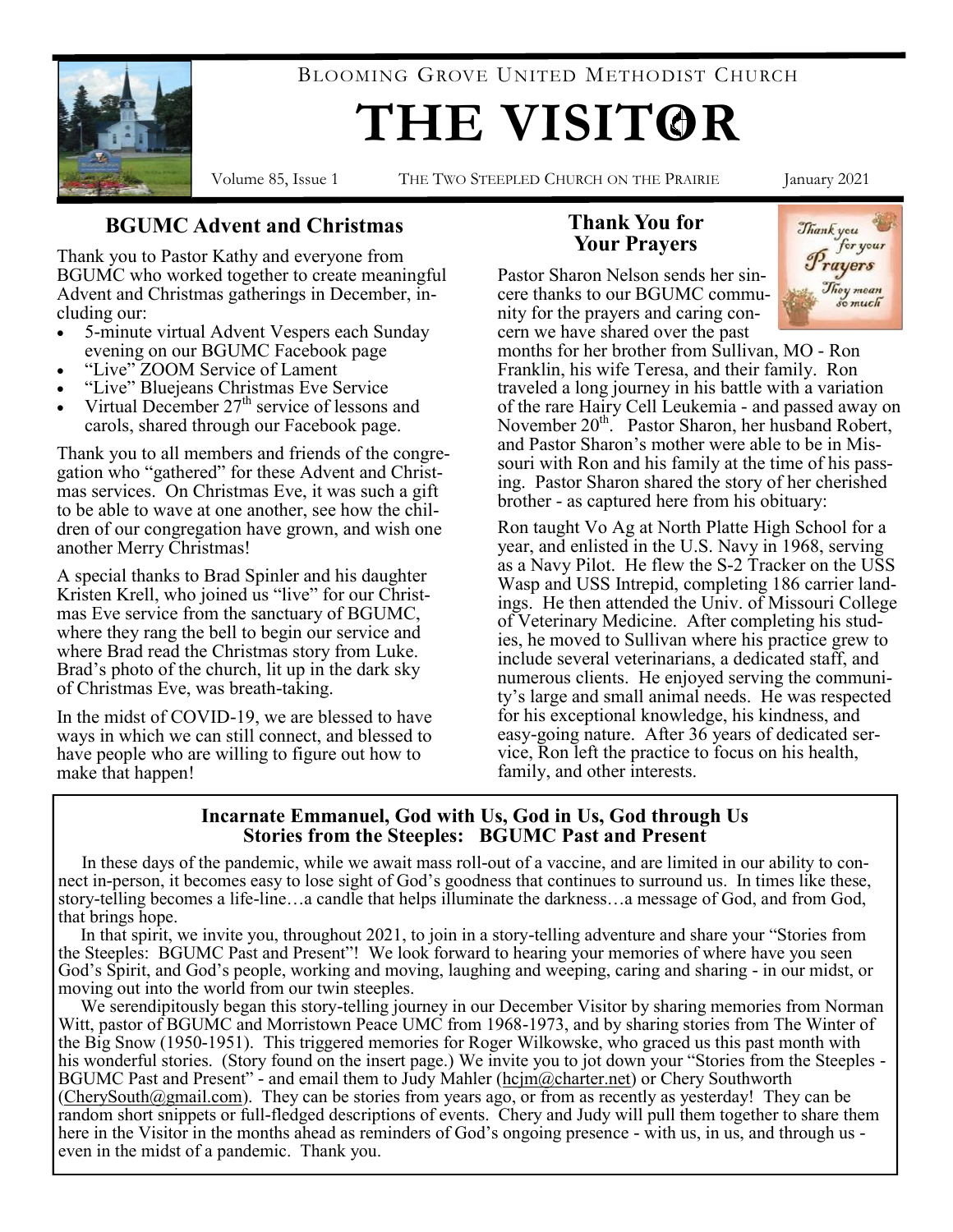Blooming Grove United Methodist Church

# THE VISITOR

Volume 85, Issue 1 — The Two Steepled Church on the Prairie — January 2021

## BGUMC Advent and Christmas

Thank you to Pastor Kathy and everyone from BGUMC who worked together to create meaningful Advent and Christmas gatherings in December, including our:

- 5-minute virtual Advent Vespers each Sunday evening on our BGUMC Facebook page
- "Live" ZOOM Service of Lament
- "Live" Bluejeans Christmas Eve Service
- Virtual December 27th service of lessons and carols, shared through our Facebook page.

Thank you to all members and friends of the congregation who "gathered" for these Advent and Christmas services. On Christmas Eve, it was such a gift to be able to wave at one another, see how the children of our congregation have grown, and wish one another Merry Christmas!

A special thanks to Brad Spinler and his daughter Kristen Krell, who joined us "live" for our Christmas Eve service from the sanctuary of BGUMC, where they rang the bell to begin our service and where Brad read the Christmas story from Luke. Brad's photo of the church, lit up in the dark sky of Christmas Eve, was breath-taking.

In the midst of COVID-19, we are blessed to have ways in which we can still connect, and blessed to have people who are willing to figure out how to make that happen!

## Thank You for Your Prayers

Pastor Sharon Nelson sends her sincere thanks to our BGUMC community for the prayers and caring concern we have shared over the past months for her brother from Sullivan, MO - Ron Franklin, his wife Teresa, and their family. Ron traveled a long journey in his battle with a variation of the rare Hairy Cell Leukemia - and passed away on November 20th. Pastor Sharon, her husband Robert, and Pastor Sharon's mother were able to be in Missouri with Ron and his family at the time of his passing. Pastor Sharon shared the story of her cherished brother - as captured here from his obituary:

Ron taught Vo Ag at North Platte High School for a year, and enlisted in the U.S. Navy in 1968, serving as a Navy Pilot. He flew the S-2 Tracker on the USS Wasp and USS Intrepid, completing 186 carrier landings. He then attended the Univ. of Missouri College of Veterinary Medicine. After completing his studies, he moved to Sullivan where his practice grew to include several veterinarians, a dedicated staff, and numerous clients. He enjoyed serving the community's large and small animal needs. He was respected for his exceptional knowledge, his kindness, and easy-going nature. After 36 years of dedicated service, Ron left the practice to focus on his health, family, and other interests.

## Incarnate Emmanuel, God with Us, God in Us, God through Us
## Stories from the Steeples: BGUMC Past and Present

In these days of the pandemic, while we await mass roll-out of a vaccine, and are limited in our ability to connect in-person, it becomes easy to lose sight of God's goodness that continues to surround us. In times like these, story-telling becomes a life-line…a candle that helps illuminate the darkness…a message of God, and from God, that brings hope.

In that spirit, we invite you, throughout 2021, to join in a story-telling adventure and share your "Stories from the Steeples: BGUMC Past and Present"! We look forward to hearing your memories of where have you seen God's Spirit, and God's people, working and moving, laughing and weeping, caring and sharing - in our midst, or moving out into the world from our twin steeples.

We serendipitously began this story-telling journey in our December Visitor by sharing memories from Norman Witt, pastor of BGUMC and Morristown Peace UMC from 1968-1973, and by sharing stories from The Winter of the Big Snow (1950-1951). This triggered memories for Roger Wilkowske, who graced us this past month with his wonderful stories. (Story found on the insert page.) We invite you to jot down your "Stories from the Steeples - BGUMC Past and Present" - and email them to Judy Mahler (hcjm@charter.net) or Chery Southworth (CherySouth@gmail.com). They can be stories from years ago, or from as recently as yesterday! They can be random short snippets or full-fledged descriptions of events. Chery and Judy will pull them together to share them here in the Visitor in the months ahead as reminders of God's ongoing presence - with us, in us, and through us - even in the midst of a pandemic. Thank you.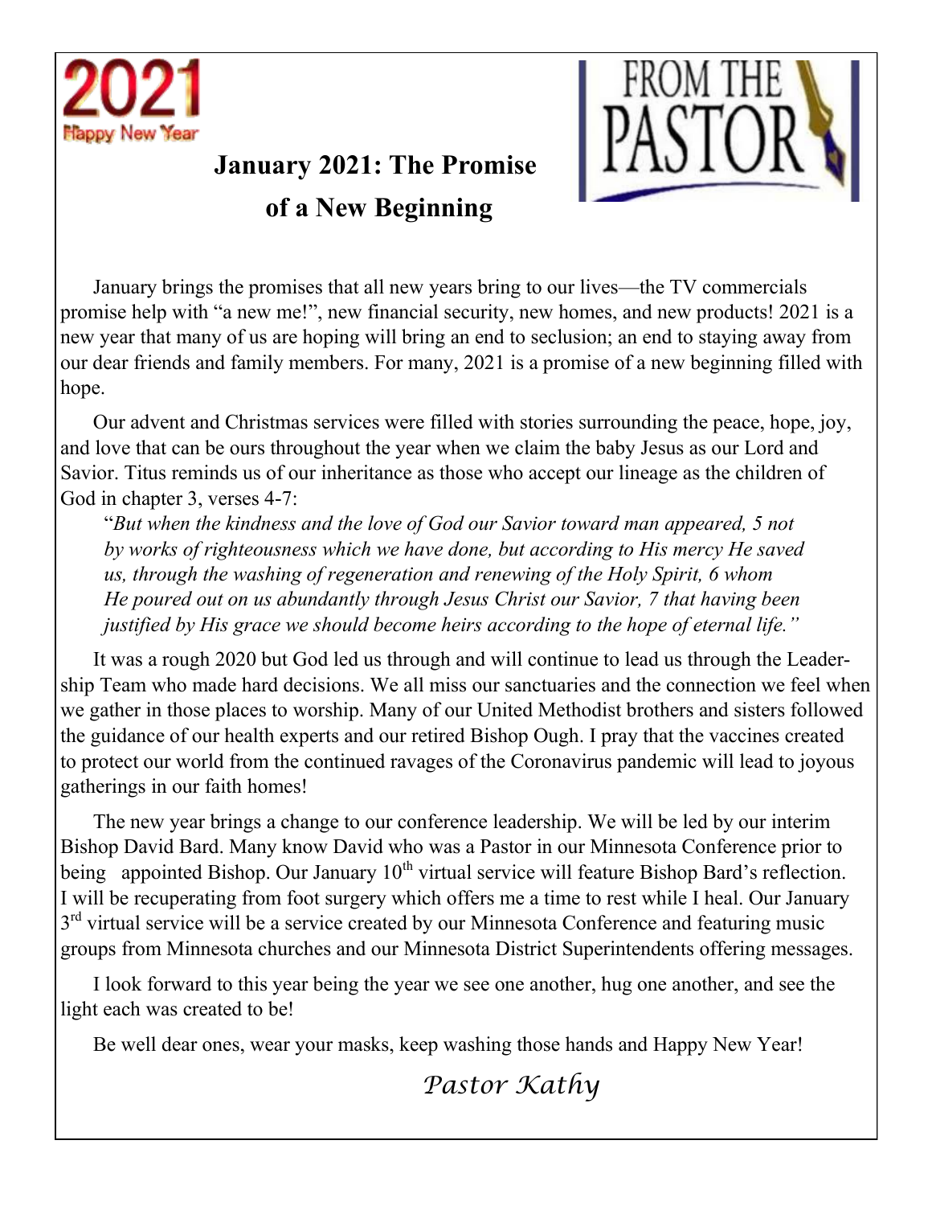2021 Happy New Year

FROM THE PASTOR

# January 2021: The Promise of a New Beginning

January brings the promises that all new years bring to our lives—the TV commercials promise help with "a new me!", new financial security, new homes, and new products! 2021 is a new year that many of us are hoping will bring an end to seclusion; an end to staying away from our dear friends and family members. For many, 2021 is a promise of a new beginning filled with hope.

Our advent and Christmas services were filled with stories surrounding the peace, hope, joy, and love that can be ours throughout the year when we claim the baby Jesus as our Lord and Savior. Titus reminds us of our inheritance as those who accept our lineage as the children of God in chapter 3, verses 4-7:

> "*But when the kindness and the love of God our Savior toward man appeared, 5 not by works of righteousness which we have done, but according to His mercy He saved us, through the washing of regeneration and renewing of the Holy Spirit, 6 whom He poured out on us abundantly through Jesus Christ our Savior, 7 that having been justified by His grace we should become heirs according to the hope of eternal life."*

It was a rough 2020 but God led us through and will continue to lead us through the Leadership Team who made hard decisions. We all miss our sanctuaries and the connection we feel when we gather in those places to worship. Many of our United Methodist brothers and sisters followed the guidance of our health experts and our retired Bishop Ough. I pray that the vaccines created to protect our world from the continued ravages of the Coronavirus pandemic will lead to joyous gatherings in our faith homes!

The new year brings a change to our conference leadership. We will be led by our interim Bishop David Bard. Many know David who was a Pastor in our Minnesota Conference prior to being appointed Bishop. Our January 10th virtual service will feature Bishop Bard's reflection. I will be recuperating from foot surgery which offers me a time to rest while I heal. Our January 3rd virtual service will be a service created by our Minnesota Conference and featuring music groups from Minnesota churches and our Minnesota District Superintendents offering messages.

I look forward to this year being the year we see one another, hug one another, and see the light each was created to be!

Be well dear ones, wear your masks, keep washing those hands and Happy New Year!

*Pastor Kathy*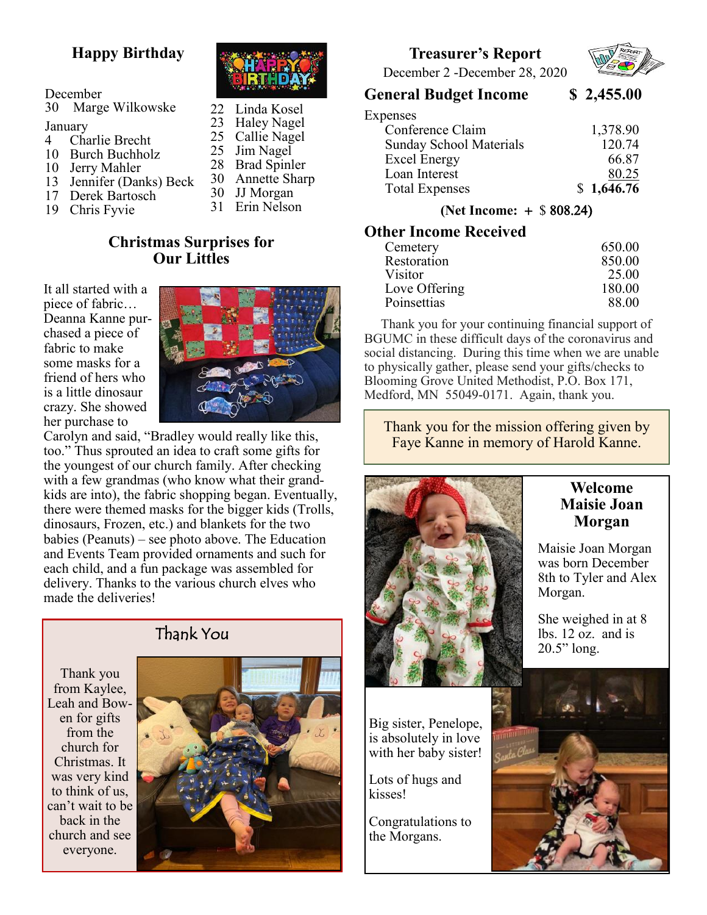## Happy Birthday

December
- 30 Marge Wilkowske

January
- 4 Charlie Brecht
- 10 Burch Buchholz
- 10 Jerry Mahler
- 13 Jennifer (Danks) Beck
- 17 Derek Bartosch
- 19 Chris Fyvie
- 22 Linda Kosel
- 23 Haley Nagel
- 25 Callie Nagel
- 25 Jim Nagel
- 28 Brad Spinler
- 30 Annette Sharp
- 30 JJ Morgan
- 31 Erin Nelson

## Christmas Surprises for Our Littles

It all started with a piece of fabric… Deanna Kanne purchased a piece of fabric to make some masks for a friend of hers who is a little dinosaur crazy. She showed her purchase to Carolyn and said, "Bradley would really like this, too." Thus sprouted an idea to craft some gifts for the youngest of our church family. After checking with a few grandmas (who know what their grandkids are into), the fabric shopping began. Eventually, there were themed masks for the bigger kids (Trolls, dinosaurs, Frozen, etc.) and blankets for the two babies (Peanuts) – see photo above. The Education and Events Team provided ornaments and such for each child, and a fun package was assembled for delivery. Thanks to the various church elves who made the deliveries!

## Thank You

Thank you from Kaylee, Leah and Bowen for gifts from the church for Christmas. It was very kind to think of us, can't wait to be back in the church and see everyone.

## Treasurer's Report

December 2 -December 28, 2020

| **General Budget Income** | **$ 2,455.00** |
|---|---|
| Expenses | |
| Conference Claim | 1,378.90 |
| Sunday School Materials | 120.74 |
| Excel Energy | 66.87 |
| Loan Interest | 80.25 |
| Total Expenses | $ **1,646.76** |

**(Net Income: + $ 808.24)**

### Other Income Received

| | |
|---|---|
| Cemetery | 650.00 |
| Restoration | 850.00 |
| Visitor | 25.00 |
| Love Offering | 180.00 |
| Poinsettias | 88.00 |

Thank you for your continuing financial support of BGUMC in these difficult days of the coronavirus and social distancing. During this time when we are unable to physically gather, please send your gifts/checks to Blooming Grove United Methodist, P.O. Box 171, Medford, MN 55049-0171. Again, thank you.

Thank you for the mission offering given by Faye Kanne in memory of Harold Kanne.

## Welcome Maisie Joan Morgan

Maisie Joan Morgan was born December 8th to Tyler and Alex Morgan.

She weighed in at 8 lbs. 12 oz. and is 20.5" long.

Big sister, Penelope, is absolutely in love with her baby sister!

Lots of hugs and kisses!

Congratulations to the Morgans.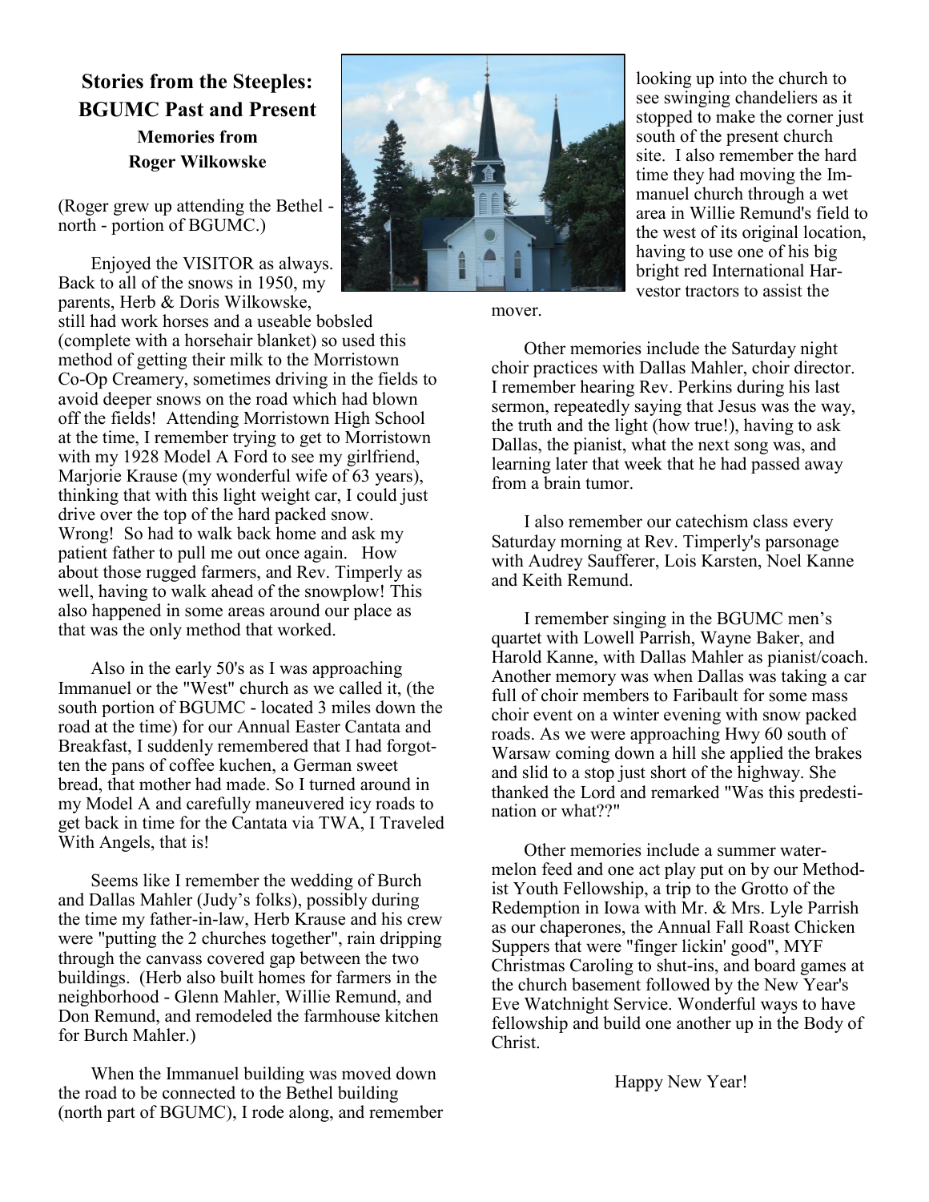## Stories from the Steeples: BGUMC Past and Present

### Memories from Roger Wilkowske

(Roger grew up attending the Bethel - north - portion of BGUMC.)

Enjoyed the VISITOR as always. Back to all of the snows in 1950, my parents, Herb & Doris Wilkowske, still had work horses and a useable bobsled (complete with a horsehair blanket) so used this method of getting their milk to the Morristown Co-Op Creamery, sometimes driving in the fields to avoid deeper snows on the road which had blown off the fields! Attending Morristown High School at the time, I remember trying to get to Morristown with my 1928 Model A Ford to see my girlfriend, Marjorie Krause (my wonderful wife of 63 years), thinking that with this light weight car, I could just drive over the top of the hard packed snow. Wrong! So had to walk back home and ask my patient father to pull me out once again. How about those rugged farmers, and Rev. Timperly as well, having to walk ahead of the snowplow! This also happened in some areas around our place as that was the only method that worked.

Also in the early 50's as I was approaching Immanuel or the "West" church as we called it, (the south portion of BGUMC - located 3 miles down the road at the time) for our Annual Easter Cantata and Breakfast, I suddenly remembered that I had forgotten the pans of coffee kuchen, a German sweet bread, that mother had made. So I turned around in my Model A and carefully maneuvered icy roads to get back in time for the Cantata via TWA, I Traveled With Angels, that is!

Seems like I remember the wedding of Burch and Dallas Mahler (Judy's folks), possibly during the time my father-in-law, Herb Krause and his crew were "putting the 2 churches together", rain dripping through the canvass covered gap between the two buildings. (Herb also built homes for farmers in the neighborhood - Glenn Mahler, Willie Remund, and Don Remund, and remodeled the farmhouse kitchen for Burch Mahler.)

When the Immanuel building was moved down the road to be connected to the Bethel building (north part of BGUMC), I rode along, and remember looking up into the church to see swinging chandeliers as it stopped to make the corner just south of the present church site. I also remember the hard time they had moving the Immanuel church through a wet area in Willie Remund's field to the west of its original location, having to use one of his big bright red International Harvestor tractors to assist the mover.

Other memories include the Saturday night choir practices with Dallas Mahler, choir director. I remember hearing Rev. Perkins during his last sermon, repeatedly saying that Jesus was the way, the truth and the light (how true!), having to ask Dallas, the pianist, what the next song was, and learning later that week that he had passed away from a brain tumor.

I also remember our catechism class every Saturday morning at Rev. Timperly's parsonage with Audrey Saufferer, Lois Karsten, Noel Kanne and Keith Remund.

I remember singing in the BGUMC men's quartet with Lowell Parrish, Wayne Baker, and Harold Kanne, with Dallas Mahler as pianist/coach. Another memory was when Dallas was taking a car full of choir members to Faribault for some mass choir event on a winter evening with snow packed roads. As we were approaching Hwy 60 south of Warsaw coming down a hill she applied the brakes and slid to a stop just short of the highway. She thanked the Lord and remarked "Was this predestination or what??"

Other memories include a summer watermelon feed and one act play put on by our Methodist Youth Fellowship, a trip to the Grotto of the Redemption in Iowa with Mr. & Mrs. Lyle Parrish as our chaperones, the Annual Fall Roast Chicken Suppers that were "finger lickin' good", MYF Christmas Caroling to shut-ins, and board games at the church basement followed by the New Year's Eve Watchnight Service. Wonderful ways to have fellowship and build one another up in the Body of Christ.

Happy New Year!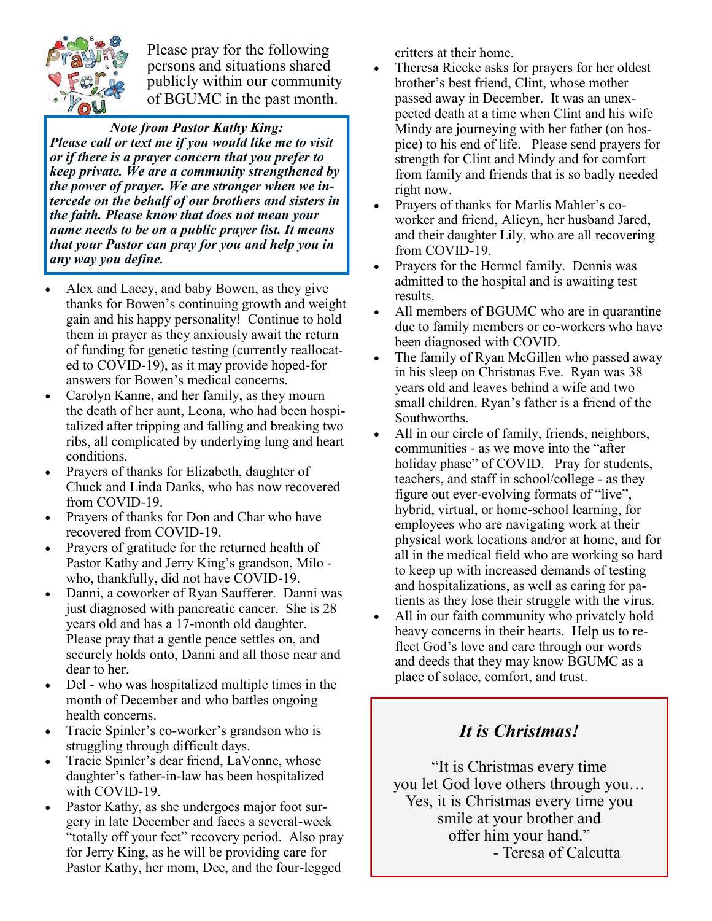Please pray for the following persons and situations shared publicly within our community of BGUMC in the past month.

***Note from Pastor Kathy King:***
***Please call or text me if you would like me to visit or if there is a prayer concern that you prefer to keep private. We are a community strengthened by the power of prayer. We are stronger when we intercede on the behalf of our brothers and sisters in the faith. Please know that does not mean your name needs to be on a public prayer list. It means that your Pastor can pray for you and help you in any way you define.***

- Alex and Lacey, and baby Bowen, as they give thanks for Bowen's continuing growth and weight gain and his happy personality! Continue to hold them in prayer as they anxiously await the return of funding for genetic testing (currently reallocated to COVID-19), as it may provide hoped-for answers for Bowen's medical concerns.
- Carolyn Kanne, and her family, as they mourn the death of her aunt, Leona, who had been hospitalized after tripping and falling and breaking two ribs, all complicated by underlying lung and heart conditions.
- Prayers of thanks for Elizabeth, daughter of Chuck and Linda Danks, who has now recovered from COVID-19.
- Prayers of thanks for Don and Char who have recovered from COVID-19.
- Prayers of gratitude for the returned health of Pastor Kathy and Jerry King's grandson, Milo - who, thankfully, did not have COVID-19.
- Danni, a coworker of Ryan Saufferer. Danni was just diagnosed with pancreatic cancer. She is 28 years old and has a 17-month old daughter. Please pray that a gentle peace settles on, and securely holds onto, Danni and all those near and dear to her.
- Del - who was hospitalized multiple times in the month of December and who battles ongoing health concerns.
- Tracie Spinler's co-worker's grandson who is struggling through difficult days.
- Tracie Spinler's dear friend, LaVonne, whose daughter's father-in-law has been hospitalized with COVID-19.
- Pastor Kathy, as she undergoes major foot surgery in late December and faces a several-week "totally off your feet" recovery period. Also pray for Jerry King, as he will be providing care for Pastor Kathy, her mom, Dee, and the four-legged critters at their home.
- Theresa Riecke asks for prayers for her oldest brother's best friend, Clint, whose mother passed away in December. It was an unexpected death at a time when Clint and his wife Mindy are journeying with her father (on hospice) to his end of life. Please send prayers for strength for Clint and Mindy and for comfort from family and friends that is so badly needed right now.
- Prayers of thanks for Marlis Mahler's co-worker and friend, Alicyn, her husband Jared, and their daughter Lily, who are all recovering from COVID-19.
- Prayers for the Hermel family. Dennis was admitted to the hospital and is awaiting test results.
- All members of BGUMC who are in quarantine due to family members or co-workers who have been diagnosed with COVID.
- The family of Ryan McGillen who passed away in his sleep on Christmas Eve. Ryan was 38 years old and leaves behind a wife and two small children. Ryan's father is a friend of the Southworths.
- All in our circle of family, friends, neighbors, communities - as we move into the "after holiday phase" of COVID. Pray for students, teachers, and staff in school/college - as they figure out ever-evolving formats of "live", hybrid, virtual, or home-school learning, for employees who are navigating work at their physical work locations and/or at home, and for all in the medical field who are working so hard to keep up with increased demands of testing and hospitalizations, as well as caring for patients as they lose their struggle with the virus.
- All in our faith community who privately hold heavy concerns in their hearts. Help us to reflect God's love and care through our words and deeds that they may know BGUMC as a place of solace, comfort, and trust.

## *It is Christmas!*

"It is Christmas every time
you let God love others through you…
Yes, it is Christmas every time you
smile at your brother and
offer him your hand."

- Teresa of Calcutta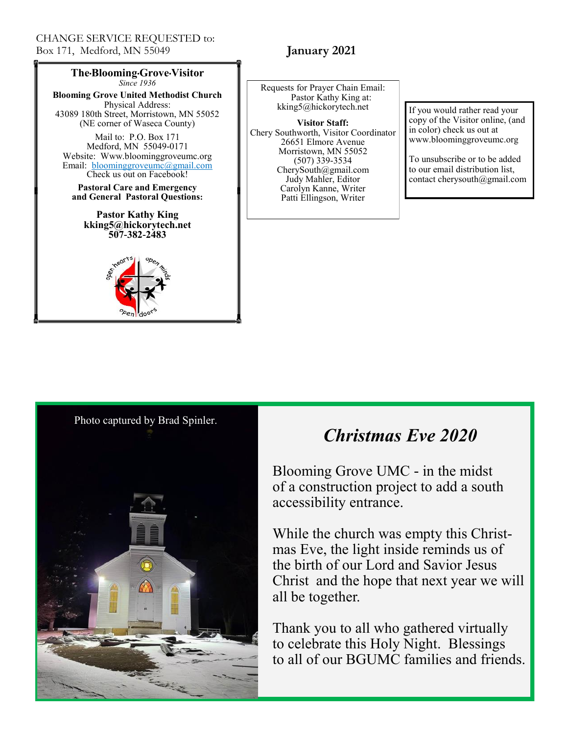CHANGE SERVICE REQUESTED to:
Box 171, Medford, MN 55049

**January 2021**

**The·Blooming·Grove·Visitor**
*Since 1936*

**Blooming Grove United Methodist Church**
Physical Address:
43089 180th Street, Morristown, MN 55052
(NE corner of Waseca County)

Mail to: P.O. Box 171
Medford, MN 55049-0171
Website: Www.bloominggroveumc.org
Email: bloominggroveumc@gmail.com
Check us out on Facebook!

**Pastoral Care and Emergency and General Pastoral Questions:**

**Pastor Kathy King**
**kking5@hickorytech.net**
**507-382-2483**

open hearts open minds open doors

Requests for Prayer Chain Email:
Pastor Kathy King at:
kking5@hickorytech.net

**Visitor Staff:**
Chery Southworth, Visitor Coordinator
26651 Elmore Avenue
Morristown, MN 55052
(507) 339-3534
CherySouth@gmail.com
Judy Mahler, Editor
Carolyn Kanne, Writer
Patti Ellingson, Writer

If you would rather read your copy of the Visitor online, (and in color) check us out at www.bloominggroveumc.org

To unsubscribe or to be added to our email distribution list, contact cherysouth@gmail.com

Photo captured by Brad Spinler.

## *Christmas Eve 2020*

Blooming Grove UMC - in the midst of a construction project to add a south accessibility entrance.

While the church was empty this Christmas Eve, the light inside reminds us of the birth of our Lord and Savior Jesus Christ and the hope that next year we will all be together.

Thank you to all who gathered virtually to celebrate this Holy Night. Blessings to all of our BGUMC families and friends.